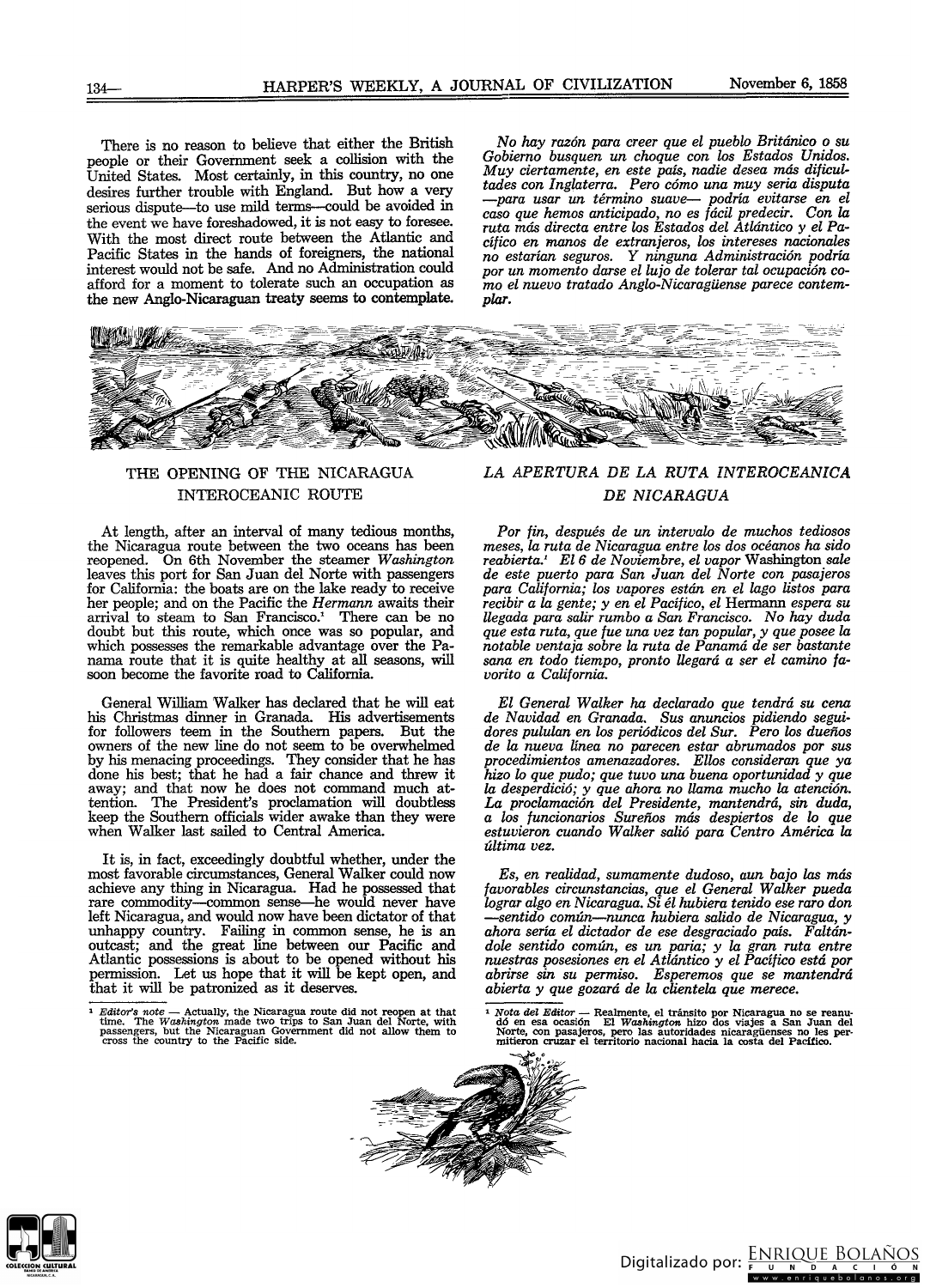There is no reason to believe that either the British people or their Government seek a collision with the United States. Most certainly, in this country, no one desires further trouble with England. But how a very serious dispute—to use mild terms—could be avoided in the event we have foreshadowed, it is not easy to foresee. With the most direct route between the Atlantic and Pacific States in the hands of foreigners, the national interest would not be safe. And no Administration could afford for a moment to tolerate such an occupation as the new Anglo-Nicaraguan treaty seems to contemplate.

*No hay razón para creer que el pueblo Británico o su Gobierno busquen un choque con los Estados Unidos. Muy ciertamente, en este país, nadie desea más dificultades con Inglaterra. Pero cómo una muy seria disputa —para usar un término suave— podría evitarse en el caso que hemos anticipado, no es fácil predecir. Con la ruta más directa entre los Estados del Atlántico y el Pacífico en manos de extranjeros, los intereses nacionales no estarían seguros. Y ninguna Administración podría por un momento darse el lujo de tolerar tal ocupación como el nuevo tratado Anglo-Nicaragüense parece contemplar.*

## THE OPENING OF THE NICARAGUA INTEROCEANIC ROUTE

At length, after an interval of many tedious months, the Nicaragua route between the two oceans has been reopened. On 6th November the steamer *Washington* leaves this port for San Juan del Norte with passengers for California: the boats are on the lake ready to receive her people; and on the Pacific the *Hermann* awaits their arrival to steam to San Francisco.[1] There can be no doubt but this route, which once was so popular, and which possesses the remarkable advantage over the Panama route that it is quite healthy at all seasons, will soon become the favorite road to California.

General William Walker has declared that he will eat his Christmas dinner in Granada. His advertisements for followers teem in the Southern papers. But the owners of the new line do not seem to be overwhelmed by his menacing proceedings. They consider that he has done his best; that he had a fair chance and threw it away; and that now he does not command much attention. The President's proclamation will doubtless keep the Southern officials wider awake than they were when Walker last sailed to Central America.

It is, in fact, exceedingly doubtful whether, under the most favorable circumstances, General Walker could now achieve any thing in Nicaragua. Had he possessed that rare commodity—common sense—he would never have left Nicaragua, and would now have been dictator of that unhappy country. Failing in common sense, he is an outcast; and the great line between our Pacific and Atlantic possessions is about to be opened without his permission. Let us hope that it will be kept open, and that it will be patronized as it deserves.

[1] *Editor's note* — Actually, the Nicaragua route did not reopen at that time. The *Washington* made two trips to San Juan del Norte, with passengers, but the Nicaraguan Government did not allow them to cross the country to the Pacific side.

## *LA APERTURA DE LA RUTA INTEROCEANICA DE NICARAGUA*

*Por fin, después de un intervalo de muchos tediosos meses, la ruta de Nicaragua entre los dos océanos ha sido reabierta.[1] El 6 de Noviembre, el vapor* Washington *sale de este puerto para San Juan del Norte con pasajeros para California; los vapores están en el lago listos para recibir a la gente; y en el Pacífico, el* Hermann *espera su llegada para salir rumbo a San Francisco. No hay duda que esta ruta, que fue una vez tan popular, y que posee la notable ventaja sobre la ruta de Panamá de ser bastante sana en todo tiempo, pronto llegará a ser el camino favorito a California.*

*El General Walker ha declarado que tendrá su cena de Navidad en Granada. Sus anuncios pidiendo seguidores pululan en los periódicos del Sur. Pero los dueños de la nueva línea no parecen estar abrumados por sus procedimientos amenazadores. Ellos consideran que ya hizo lo que pudo; que tuvo una buena oportunidad y que la desperdició; y que ahora no llama mucho la atención. La proclamación del Presidente, mantendrá, sin duda, a los funcionarios Sureños más despiertos de lo que estuvieron cuando Walker salió para Centro América la última vez.*

*Es, en realidad, sumamente dudoso, aun bajo las más favorables circunstancias, que el General Walker pueda lograr algo en Nicaragua. Si él hubiera tenido ese raro don —sentido común—nunca hubiera salido de Nicaragua, y ahora sería el dictador de ese desgraciado país. Faltándole sentido común, es un paria; y la gran ruta entre nuestras posesiones en el Atlántico y el Pacífico está por abrirse sin su permiso. Esperemos que se mantendrá abierta y que gozará de la clientela que merece.*

[1] *Nota del Editor* — Realmente, el tránsito por Nicaragua no se reanudó en esa ocasión El *Washington* hizo dos viajes a San Juan del Norte, con pasajeros, pero las autoridades nicaragüenses no les permitieron cruzar el territorio nacional hacia la costa del Pacífico.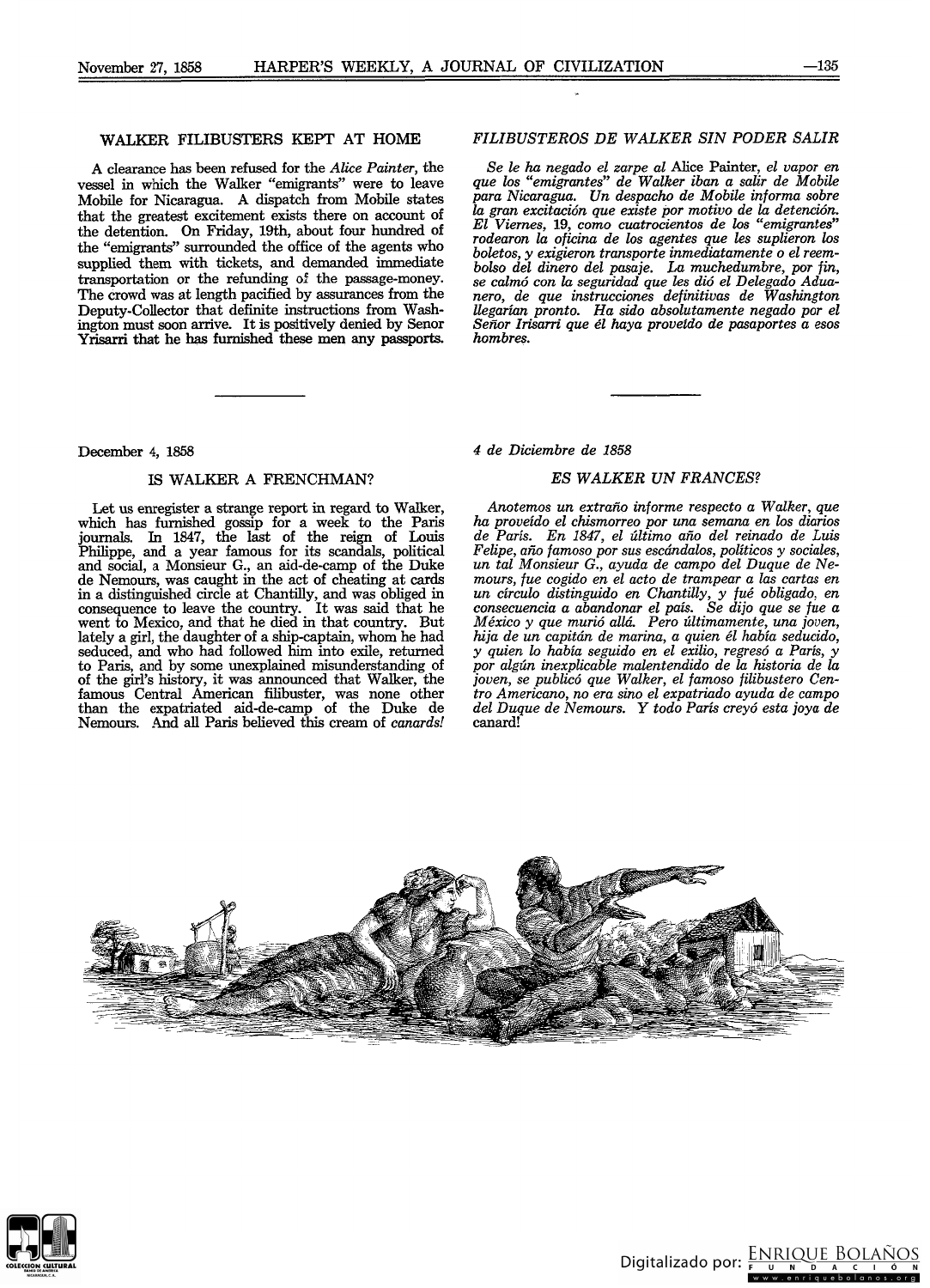## WALKER FILIBUSTERS KEPT AT HOME

A clearance has been refused for the *Alice Painter*, the vessel in which the Walker "emigrants" were to leave Mobile for Nicaragua. A dispatch from Mobile states that the greatest excitement exists there on account of the detention. On Friday, 19th, about four hundred of the "emigrants" surrounded the office of the agents who supplied them with tickets, and demanded immediate transportation or the refunding of the passage-money. The crowd was at length pacified by assurances from the Deputy-Collector that definite instructions from Washington must soon arrive. It is positively denied by Senor Yrisarri that he has furnished these men any passports.

## *FILIBUSTEROS DE WALKER SIN PODER SALIR*

*Se le ha negado el zarpe al* Alice Painter, *el vapor en que los "emigrantes" de Walker iban a salir de Mobile para Nicaragua. Un despacho de Mobile informa sobre la gran excitación que existe por motivo de la detención. El Viernes,* 19, *como cuatrocientos de los "emigrantes" rodearon la oficina de los agentes que les suplieron los boletos, y exigieron transporte inmediatamente o el reembolso del dinero del pasaje. La muchedumbre, por fin, se calmó con la seguridad que les dió el Delegado Aduanero, de que instrucciones definitivas de Washington llegarían pronto. Ha sido absolutamente negado por el Señor Irisarri que él haya proveído de pasaportes a esos hombres.*

---

December 4, 1858

## IS WALKER A FRENCHMAN?

Let us enregister a strange report in regard to Walker, which has furnished gossip for a week to the Paris journals. In 1847, the last of the reign of Louis Philippe, and a year famous for its scandals, political and social, a Monsieur G., an aid-de-camp of the Duke de Nemours, was caught in the act of cheating at cards in a distinguished circle at Chantilly, and was obliged in consequence to leave the country. It was said that he went to Mexico, and that he died in that country. But lately a girl, the daughter of a ship-captain, whom he had seduced, and who had followed him into exile, returned to Paris, and by some unexplained misunderstanding of of the girl's history, it was announced that Walker, the famous Central American filibuster, was none other than the expatriated aid-de-camp of the Duke de Nemours. And all Paris believed this cream of *canards!*

*4 de Diciembre de 1858*

## *ES WALKER UN FRANCES?*

*Anotemos un extraño informe respecto a Walker, que ha proveído el chismorreo por una semana en los diarios de París. En 1847, el último año del reinado de Luis Felipe, año famoso por sus escándalos, políticos y sociales, un tal Monsieur G., ayuda de campo del Duque de Nemours, fue cogido en el acto de trampear a las cartas en un círculo distinguido en Chantilly, y fué obligado, en consecuencia a abandonar el país. Se dijo que se fue a México y que murió allá. Pero últimamente, una joven, hija de un capitán de marina, a quien él había seducido, y quien lo había seguido en el exilio, regresó a París, y por algún inexplicable malentendido de la historia de la joven, se publicó que Walker, el famoso filibustero Centro Americano, no era sino el expatriado ayuda de campo del Duque de Nemours. Y todo París creyó esta joya de* canard!